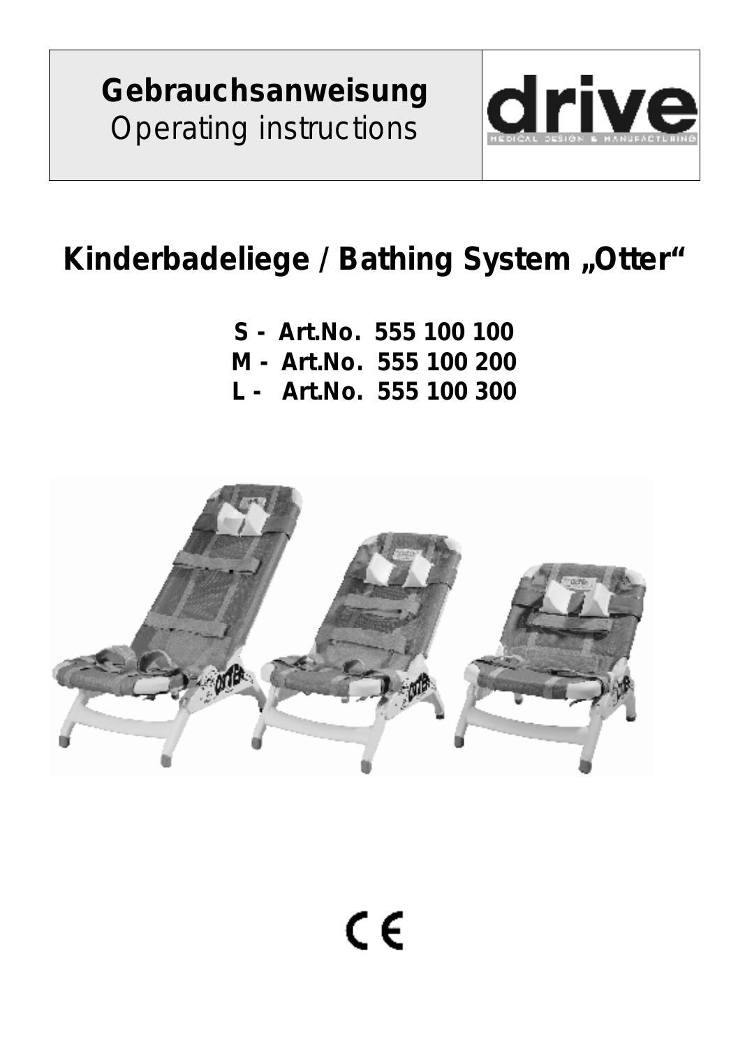# Gebrauchsanweisung
Operating instructions

drive

MEDICAL DESIGN & MANUFACTURING

## Kinderbadeliege / Bathing System „Otter“

**S - Art.No. 555 100 100**
**M - Art.No. 555 100 200**
**L - Art.No. 555 100 300**

CE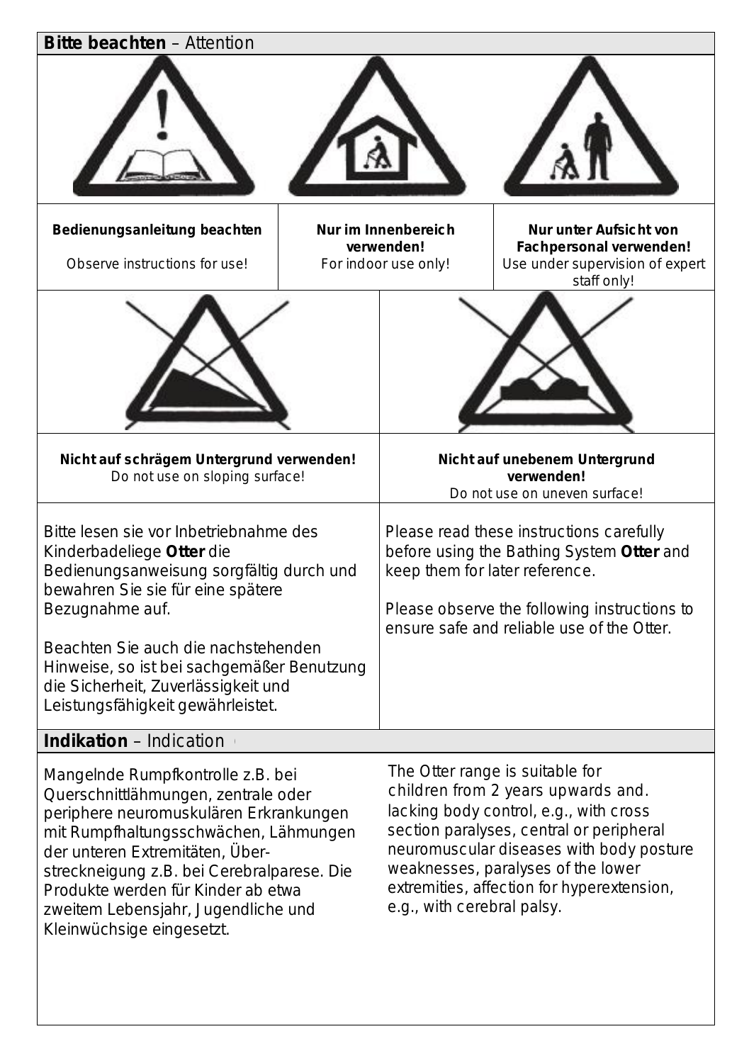## **Bitte beachten** – Attention

| Bedienungsanleitung beachten | Nur im Innenbereich verwenden! | Nur unter Aufsicht von Fachpersonal verwenden! |
|---|---|---|
| Observe instructions for use! | For indoor use only! | Use under supervision of expert staff only! |

| Nicht auf schrägem Untergrund verwenden! | Nicht auf unebenem Untergrund verwenden! |
|---|---|
| Do not use on sloping surface! | Do not use on uneven surface! |

Bitte lesen sie vor Inbetriebnahme des Kinderbadeliege **Otter** die Bedienungsanweisung sorgfältig durch und bewahren Sie sie für eine spätere Bezugnahme auf.

Beachten Sie auch die nachstehenden Hinweise, so ist bei sachgemäßer Benutzung die Sicherheit, Zuverlässigkeit und Leistungsfähigkeit gewährleistet.

Please read these instructions carefully before using the Bathing System **Otter** and keep them for later reference.

Please observe the following instructions to ensure safe and reliable use of the Otter.

## **Indikation** – Indication

Mangelnde Rumpfkontrolle z.B. bei Querschnittlähmungen, zentrale oder periphere neuromuskulären Erkrankungen mit Rumpfhaltungsschwächen, Lähmungen der unteren Extremitäten, Überstreckneigung z.B. bei Cerebralparese. Die Produkte werden für Kinder ab etwa zweitem Lebensjahr, Jugendliche und Kleinwüchsige eingesetzt.

The Otter range is suitable for children from 2 years upwards and. lacking body control, e.g., with cross section paralyses, central or peripheral neuromuscular diseases with body posture weaknesses, paralyses of the lower extremities, affection for hyperextension, e.g., with cerebral palsy.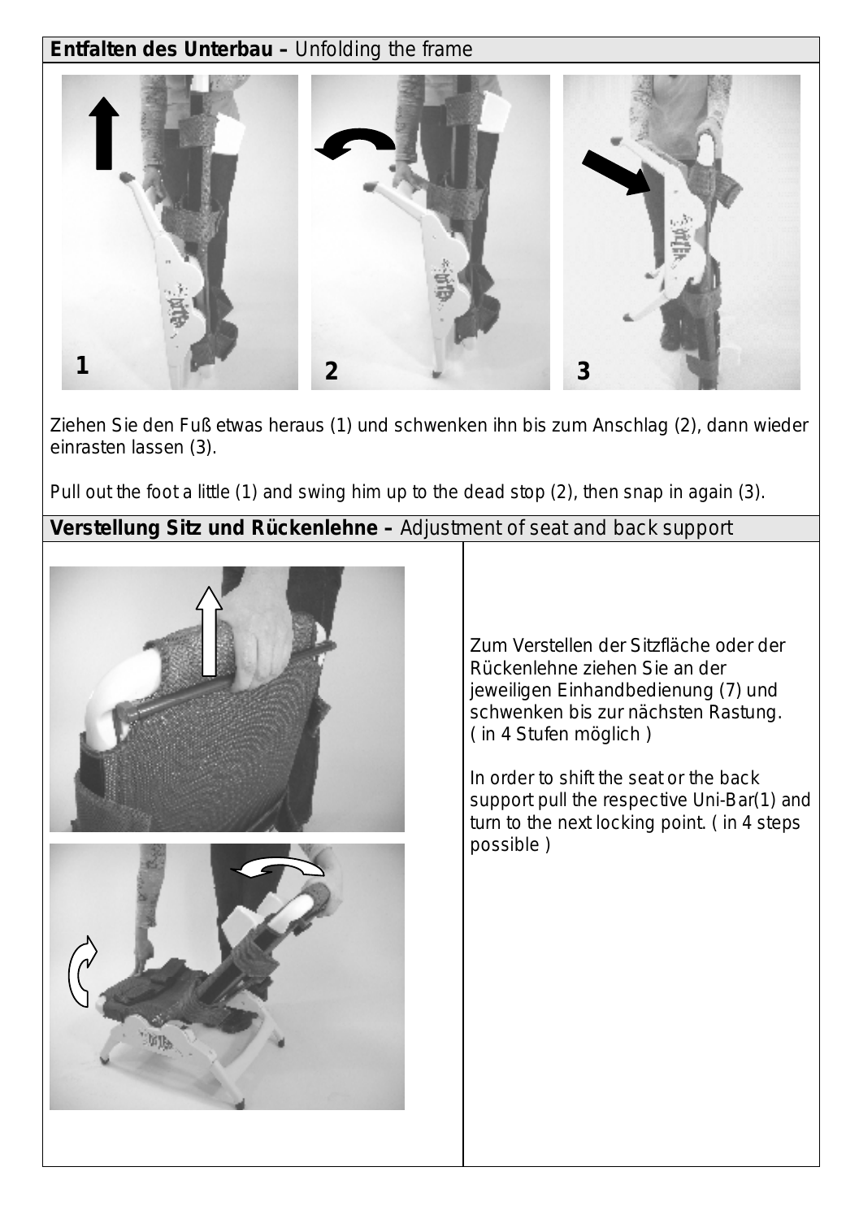## **Entfalten des Unterbau –** Unfolding the frame

Ziehen Sie den Fuß etwas heraus (1) und schwenken ihn bis zum Anschlag (2), dann wieder einrasten lassen (3).

Pull out the foot a little (1) and swing him up to the dead stop (2), then snap in again (3).

## **Verstellung Sitz und Rückenlehne –** Adjustment of seat and back support

Zum Verstellen der Sitzfläche oder der Rückenlehne ziehen Sie an der jeweiligen Einhandbedienung (7) und schwenken bis zur nächsten Rastung. ( in 4 Stufen möglich )

In order to shift the seat or the back support pull the respective Uni-Bar(1) and turn to the next locking point. ( in 4 steps possible )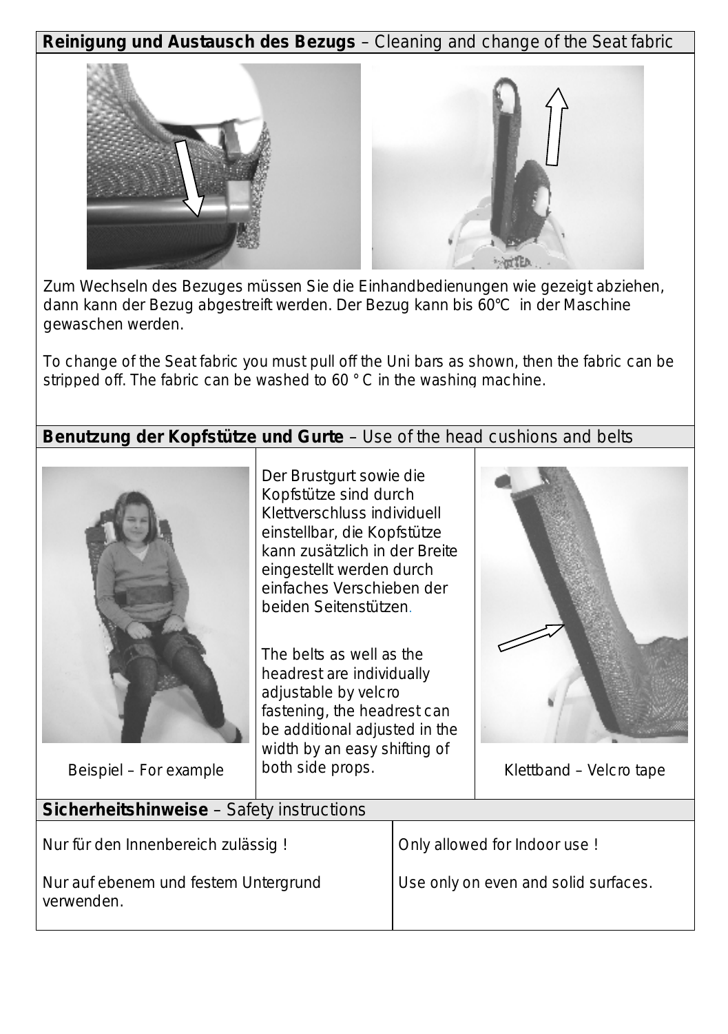## **Reinigung und Austausch des Bezugs** – Cleaning and change of the Seat fabric

Zum Wechseln des Bezuges müssen Sie die Einhandbedienungen wie gezeigt abziehen, dann kann der Bezug abgestreift werden. Der Bezug kann bis 60°C in der Maschine gewaschen werden.

To change of the Seat fabric you must pull off the Uni bars as shown, then the fabric can be stripped off. The fabric can be washed to 60 ° C in the washing machine.

## **Benutzung der Kopfstütze und Gurte** – Use of the head cushions and belts

Beispiel – For example

Der Brustgurt sowie die Kopfstütze sind durch Klettverschluss individuell einstellbar, die Kopfstütze kann zusätzlich in der Breite eingestellt werden durch einfaches Verschieben der beiden Seitenstützen.

The belts as well as the headrest are individually adjustable by velcro fastening, the headrest can be additional adjusted in the width by an easy shifting of both side props.

Klettband – Velcro tape

## **Sicherheitshinweise** – Safety instructions

| | |
|---|---|
| Nur für den Innenbereich zulässig ! | Only allowed for Indoor use ! |
| Nur auf ebenem und festem Untergrund verwenden. | Use only on even and solid surfaces. |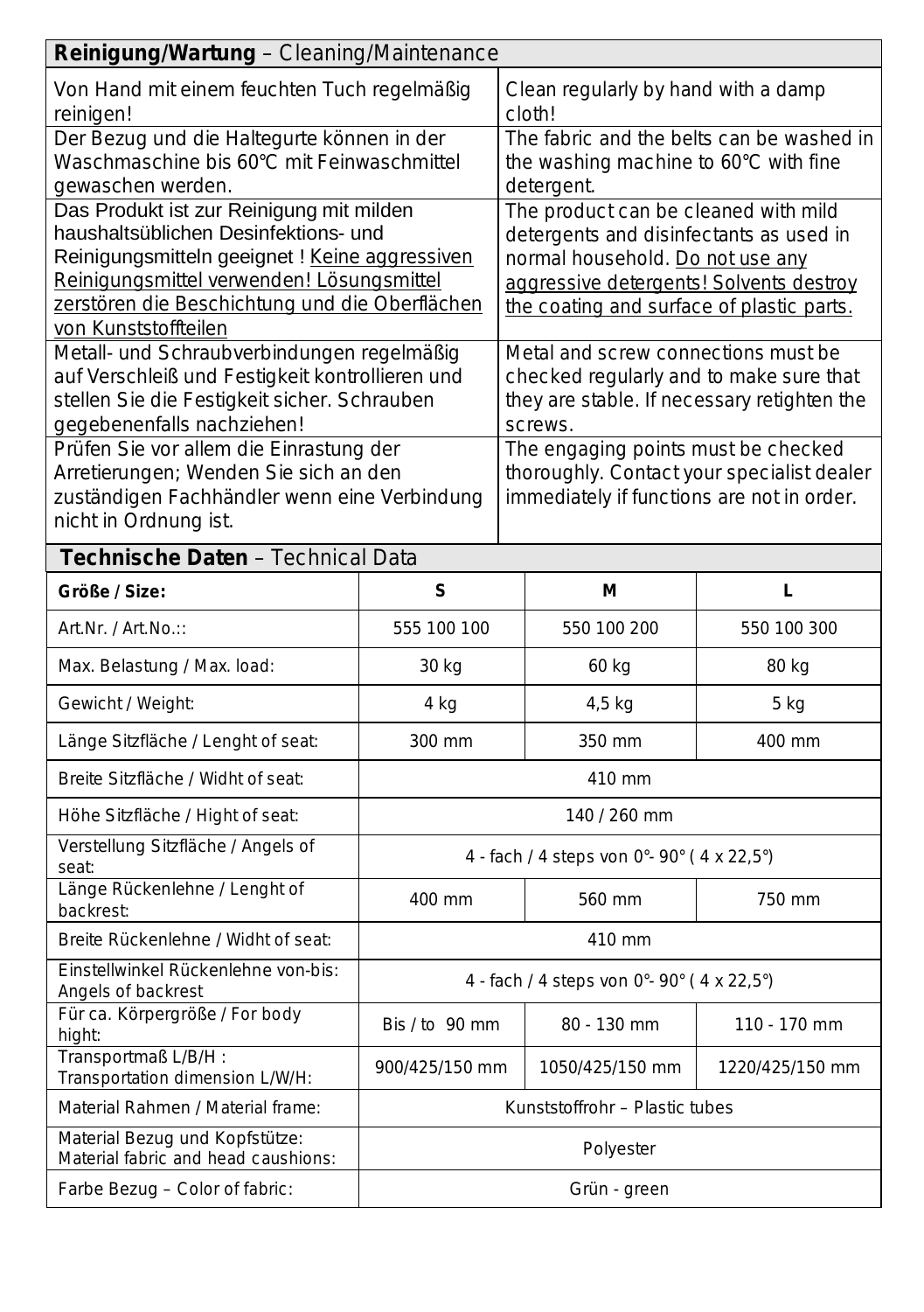## **Reinigung/Wartung** – Cleaning/Maintenance

| | |
|---|---|
| Von Hand mit einem feuchten Tuch regelmäßig reinigen! | Clean regularly by hand with a damp cloth! |
| Der Bezug und die Haltegurte können in der Waschmaschine bis 60°C mit Feinwaschmittel gewaschen werden. | The fabric and the belts can be washed in the washing machine to 60°C with fine detergent. |
| Das Produkt ist zur Reinigung mit milden haushaltsüblichen Desinfektions- und Reinigungsmitteln geeignet ! Keine aggressiven Reinigungsmittel verwenden! Lösungsmittel zerstören die Beschichtung und die Oberflächen von Kunststoffteilen | The product can be cleaned with mild detergents and disinfectants as used in normal household. Do not use any aggressive detergents! Solvents destroy the coating and surface of plastic parts. |
| Metall- und Schraubverbindungen regelmäßig auf Verschleiß und Festigkeit kontrollieren und stellen Sie die Festigkeit sicher. Schrauben gegebenenfalls nachziehen! | Metal and screw connections must be checked regularly and to make sure that they are stable. If necessary retighten the screws. |
| Prüfen Sie vor allem die Einrastung der Arretierungen; Wenden Sie sich an den zuständigen Fachhändler wenn eine Verbindung nicht in Ordnung ist. | The engaging points must be checked thoroughly. Contact your specialist dealer immediately if functions are not in order. |

## **Technische Daten** – Technical Data

| **Größe / Size:** | **S** | **M** | **L** |
|---|---|---|---|
| Art.Nr. / Art.No.:: | 555 100 100 | 550 100 200 | 550 100 300 |
| Max. Belastung / Max. load: | 30 kg | 60 kg | 80 kg |
| Gewicht / Weight: | 4 kg | 4,5 kg | 5 kg |
| Länge Sitzfläche / Lenght of seat: | 300 mm | 350 mm | 400 mm |
| Breite Sitzfläche / Widht of seat: | 410 mm | | |
| Höhe Sitzfläche / Hight of seat: | 140 / 260 mm | | |
| Verstellung Sitzfläche / Angels of seat: | 4 - fach / 4 steps von 0°- 90° ( 4 x 22,5°) | | |
| Länge Rückenlehne / Lenght of backrest: | 400 mm | 560 mm | 750 mm |
| Breite Rückenlehne / Widht of seat: | 410 mm | | |
| Einstellwinkel Rückenlehne von-bis: Angels of backrest | 4 - fach / 4 steps von 0°- 90° ( 4 x 22,5°) | | |
| Für ca. Körpergröße / For body hight: | Bis / to 90 mm | 80 - 130 mm | 110 - 170 mm |
| Transportmaß L/B/H : Transportation dimension L/W/H: | 900/425/150 mm | 1050/425/150 mm | 1220/425/150 mm |
| Material Rahmen / Material frame: | Kunststoffrohr – Plastic tubes | | |
| Material Bezug und Kopfstütze: Material fabric and head caushions: | Polyester | | |
| Farbe Bezug – Color of fabric: | Grün - green | | |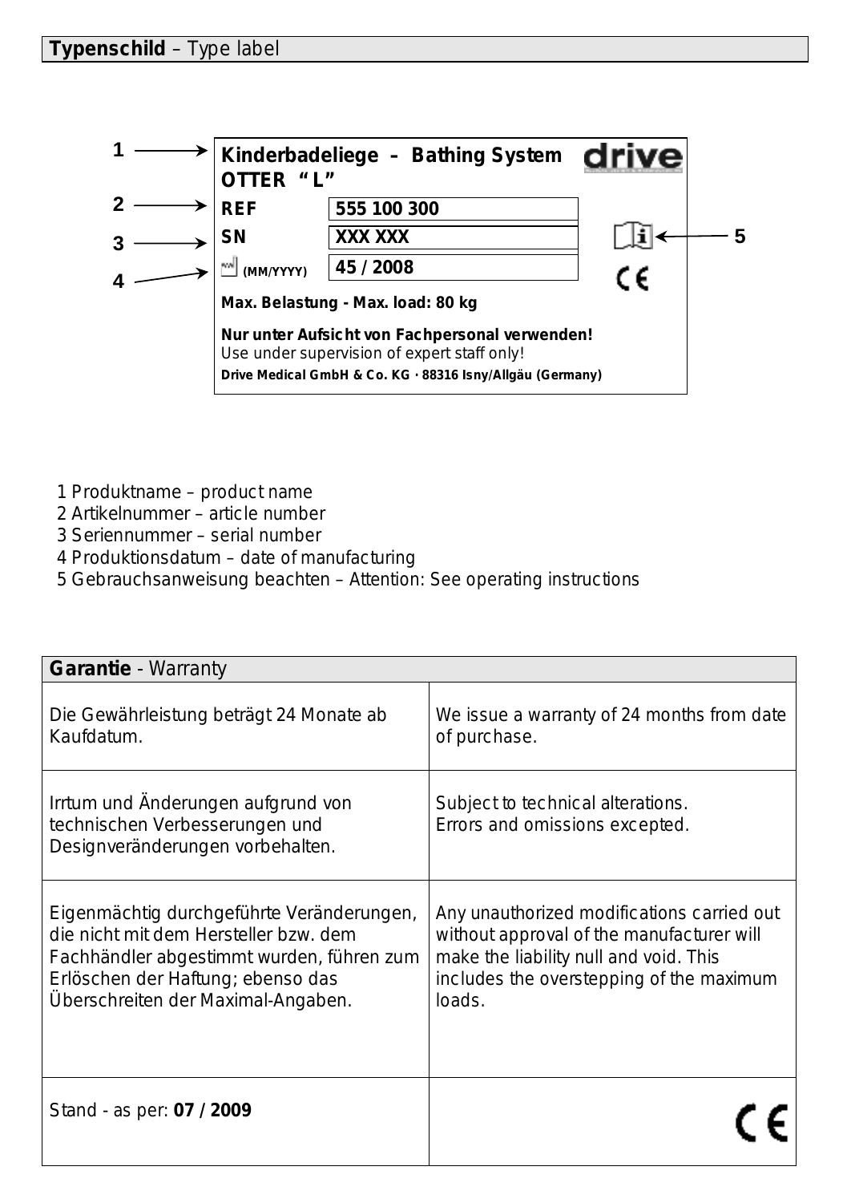## **Typenschild** – Type label

1 → **Kinderbadeliege – Bathing System OTTER "L"** **drive**

| | |
|---|---|
| 2 → **REF** | **555 100 300** |
| 3 → **SN** | **XXX XXX** |
| 4 → (MM/YYYY) | **45 / 2008** |

5 → (i) CE

**Max. Belastung - Max. load: 80 kg**

**Nur unter Aufsicht von Fachpersonal verwenden!**
Use under supervision of expert staff only!
**Drive Medical GmbH & Co. KG · 88316 Isny/Allgäu (Germany)**

1 Produktname – product name
2 Artikelnummer – article number
3 Seriennummer – serial number
4 Produktionsdatum – date of manufacturing
5 Gebrauchsanweisung beachten – Attention: See operating instructions

| **Garantie** - Warranty | |
|---|---|
| Die Gewährleistung beträgt 24 Monate ab Kaufdatum. | We issue a warranty of 24 months from date of purchase. |
| Irrtum und Änderungen aufgrund von technischen Verbesserungen und Designveränderungen vorbehalten. | Subject to technical alterations. Errors and omissions excepted. |
| Eigenmächtig durchgeführte Veränderungen, die nicht mit dem Hersteller bzw. dem Fachhändler abgestimmt wurden, führen zum Erlöschen der Haftung; ebenso das Überschreiten der Maximal-Angaben. | Any unauthorized modifications carried out without approval of the manufacturer will make the liability null and void. This includes the overstepping of the maximum loads. |
| Stand - as per: **07 / 2009** | CE |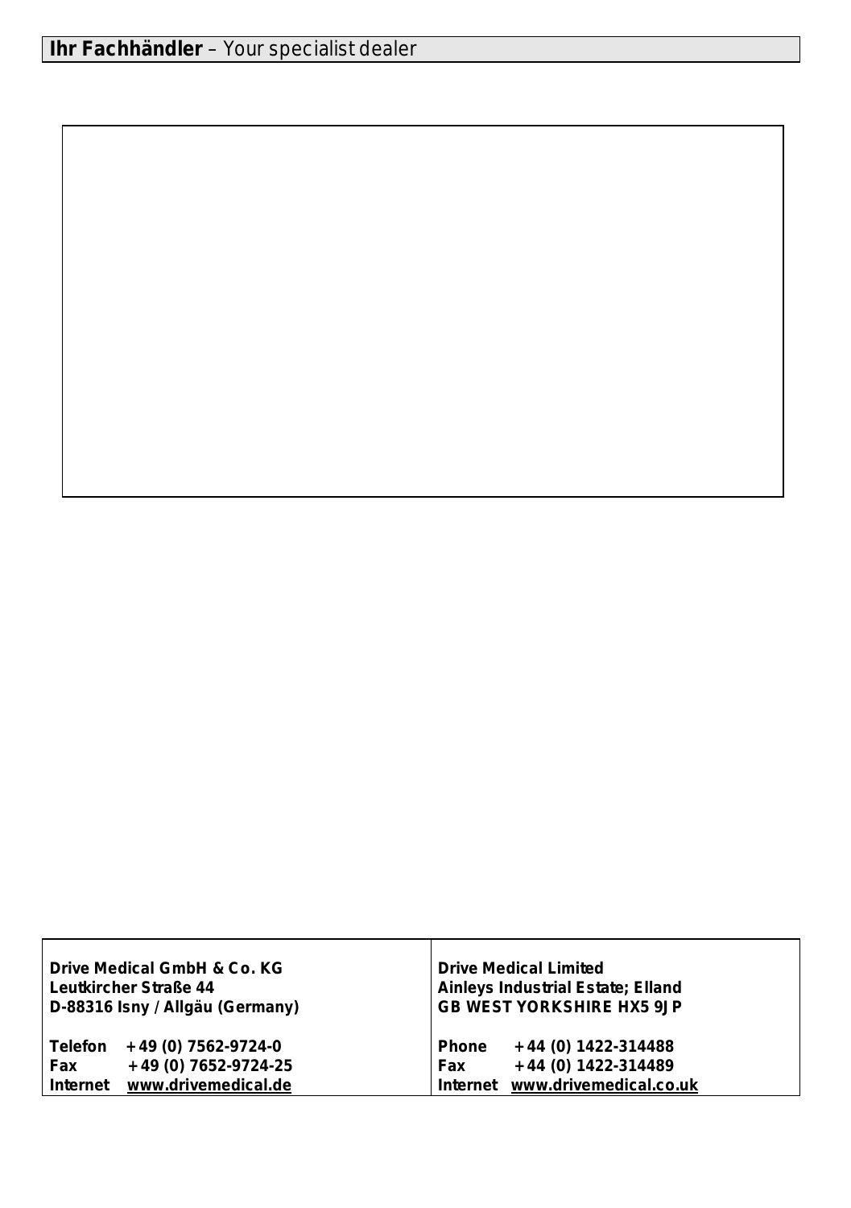## **Ihr Fachhändler** – Your specialist dealer

| | |
|---|---|
| **Drive Medical GmbH & Co. KG**<br>**Leutkircher Straße 44**<br>**D-88316 Isny / Allgäu (Germany)**<br><br>**Telefon** **+49 (0) 7562-9724-0**<br>**Fax** **+49 (0) 7652-9724-25**<br>**Internet** **www.drivemedical.de** | **Drive Medical Limited**<br>**Ainleys Industrial Estate; Elland**<br>**GB WEST YORKSHIRE HX5 9JP**<br><br>**Phone** **+44 (0) 1422-314488**<br>**Fax** **+44 (0) 1422-314489**<br>**Internet** **www.drivemedical.co.uk** |